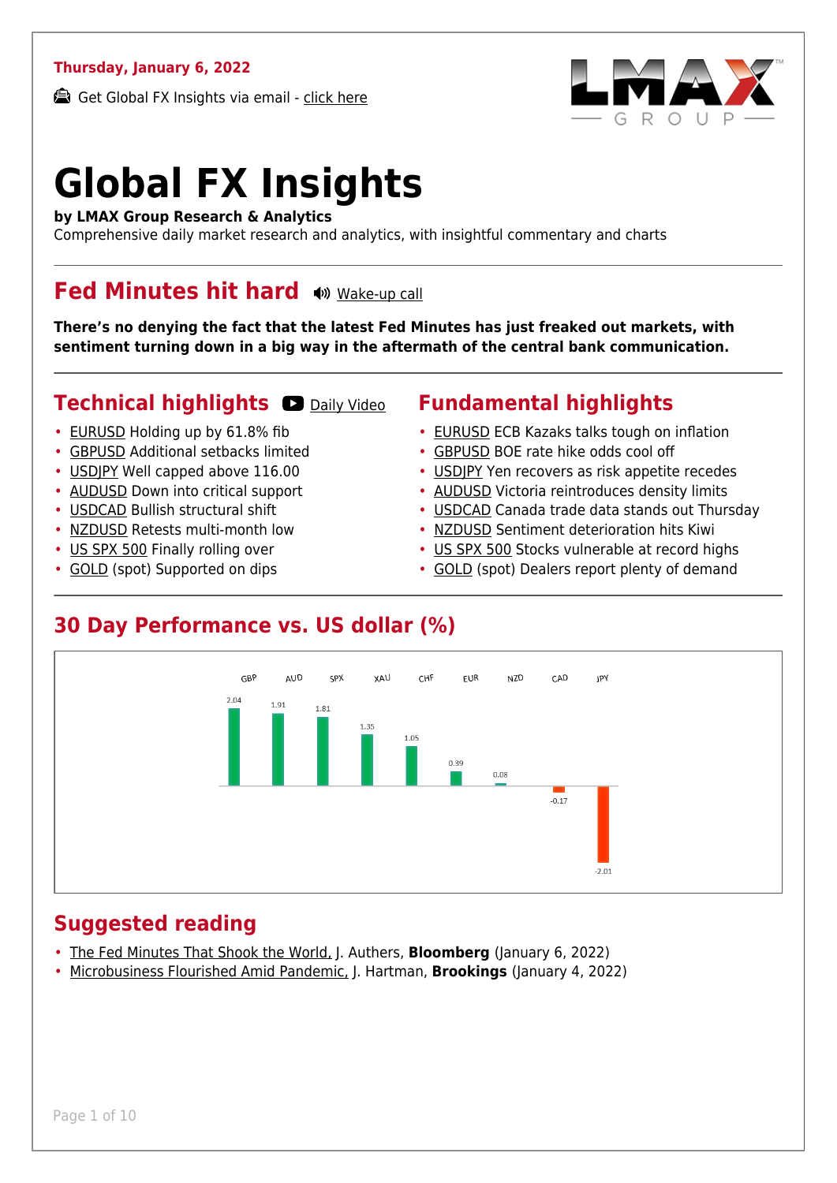**Thursday, January 6, 2022**

Get Global FX Insights via email - click here

# Global FX Insights

**by LMAX Group Research & Analytics**

Comprehensive daily market research and analytics, with insightful commentary and charts

## Fed Minutes hit hard

Wake-up call

**There's no denying the fact that the latest Fed Minutes has just freaked out markets, with sentiment turning down in a big way in the aftermath of the central bank communication.**

## Technical highlights

Daily Video

- EURUSD Holding up by 61.8% fib
- GBPUSD Additional setbacks limited
- USDJPY Well capped above 116.00
- AUDUSD Down into critical support
- USDCAD Bullish structural shift
- NZDUSD Retests multi-month low
- US SPX 500 Finally rolling over
- GOLD (spot) Supported on dips

## Fundamental highlights

- EURUSD ECB Kazaks talks tough on inflation
- GBPUSD BOE rate hike odds cool off
- USDJPY Yen recovers as risk appetite recedes
- AUDUSD Victoria reintroduces density limits
- USDCAD Canada trade data stands out Thursday
- NZDUSD Sentiment deterioration hits Kiwi
- US SPX 500 Stocks vulnerable at record highs
- GOLD (spot) Dealers report plenty of demand

## 30 Day Performance vs. US dollar (%)

| GBP | AUD | SPX | XAU | CHF | EUR | NZD | CAD | JPY |
|---|---|---|---|---|---|---|---|---|
| 2.04 | 1.91 | 1.81 | 1.35 | 1.05 | 0.39 | 0.08 | -0.17 | -2.01 |

## Suggested reading

- The Fed Minutes That Shook the World, J. Authers, **Bloomberg** (January 6, 2022)
- Microbusiness Flourished Amid Pandemic, J. Hartman, **Brookings** (January 4, 2022)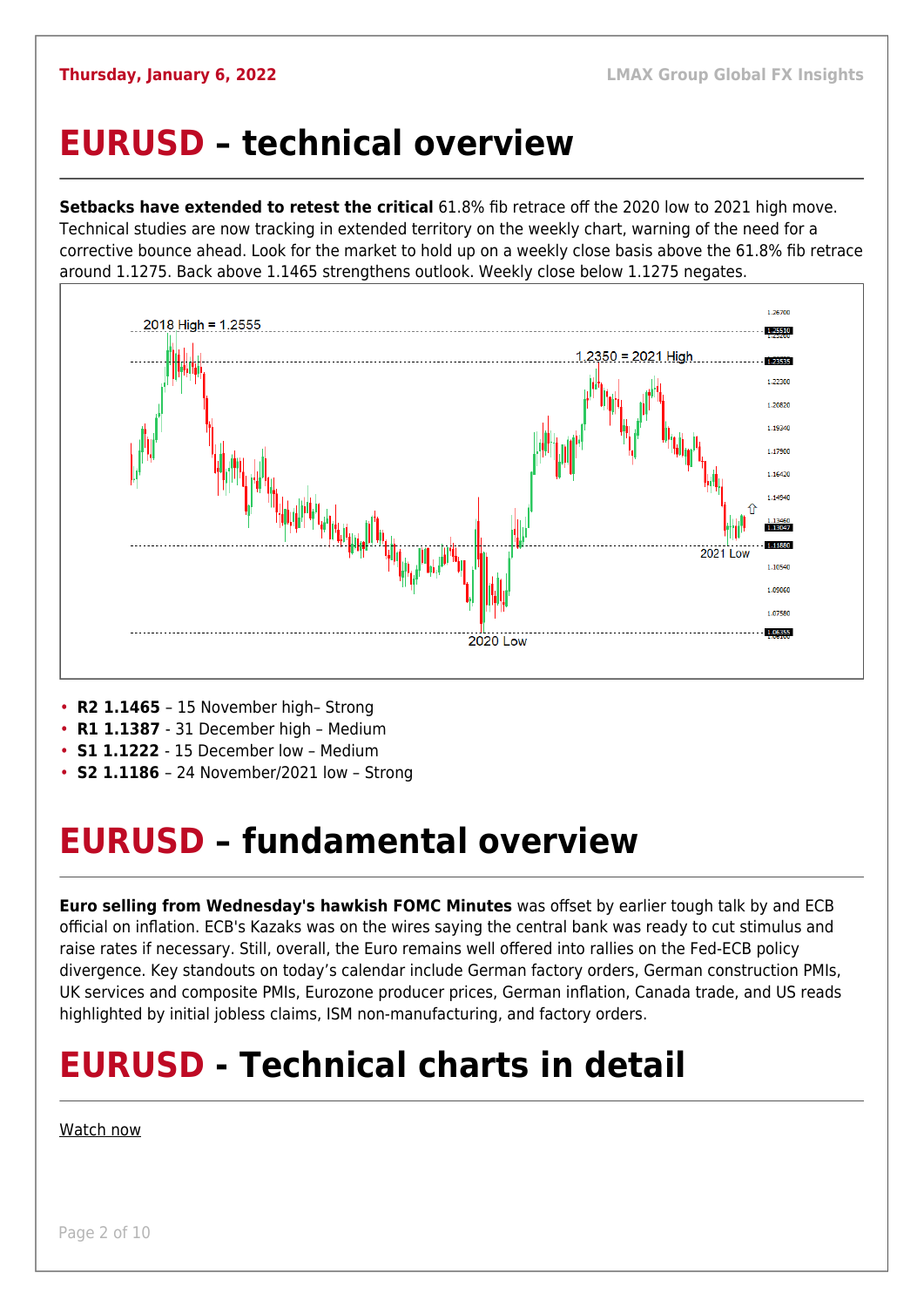# EURUSD – technical overview

**Setbacks have extended to retest the critical** 61.8% fib retrace off the 2020 low to 2021 high move. Technical studies are now tracking in extended territory on the weekly chart, warning of the need for a corrective bounce ahead. Look for the market to hold up on a weekly close basis above the 61.8% fib retrace around 1.1275. Back above 1.1465 strengthens outlook. Weekly close below 1.1275 negates.

- **R2 1.1465** – 15 November high– Strong
- **R1 1.1387** - 31 December high – Medium
- **S1 1.1222** - 15 December low – Medium
- **S2 1.1186** – 24 November/2021 low – Strong

# EURUSD – fundamental overview

**Euro selling from Wednesday's hawkish FOMC Minutes** was offset by earlier tough talk by and ECB official on inflation. ECB's Kazaks was on the wires saying the central bank was ready to cut stimulus and raise rates if necessary. Still, overall, the Euro remains well offered into rallies on the Fed-ECB policy divergence. Key standouts on today's calendar include German factory orders, German construction PMIs, UK services and composite PMIs, Eurozone producer prices, German inflation, Canada trade, and US reads highlighted by initial jobless claims, ISM non-manufacturing, and factory orders.

# EURUSD - Technical charts in detail

Watch now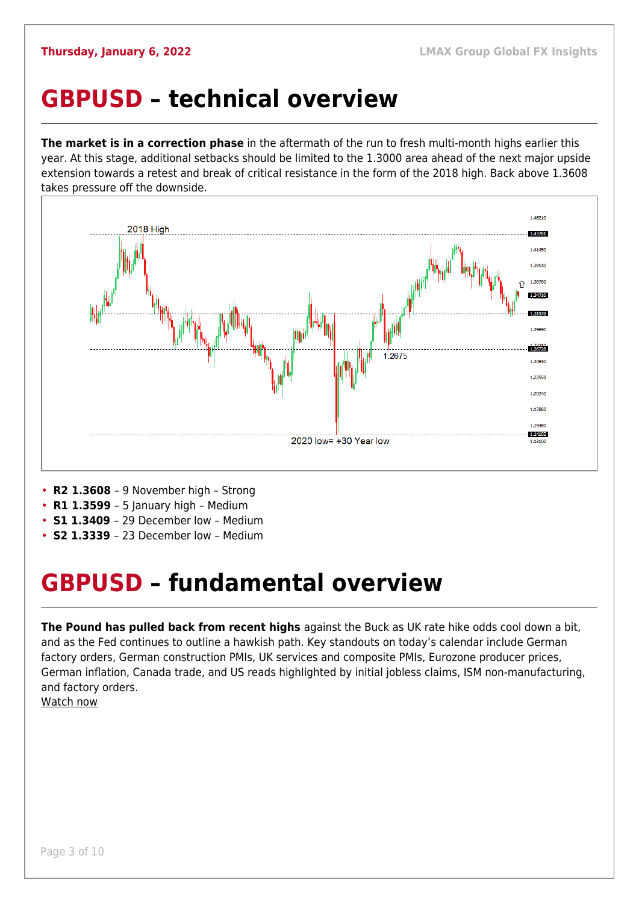# GBPUSD – technical overview

**The market is in a correction phase** in the aftermath of the run to fresh multi-month highs earlier this year. At this stage, additional setbacks should be limited to the 1.3000 area ahead of the next major upside extension towards a retest and break of critical resistance in the form of the 2018 high. Back above 1.3608 takes pressure off the downside.

- **R2 1.3608** – 9 November high – Strong
- **R1 1.3599** – 5 January high – Medium
- **S1 1.3409** – 29 December low – Medium
- **S2 1.3339** – 23 December low – Medium

# GBPUSD – fundamental overview

**The Pound has pulled back from recent highs** against the Buck as UK rate hike odds cool down a bit, and as the Fed continues to outline a hawkish path. Key standouts on today's calendar include German factory orders, German construction PMIs, UK services and composite PMIs, Eurozone producer prices, German inflation, Canada trade, and US reads highlighted by initial jobless claims, ISM non-manufacturing, and factory orders.
Watch now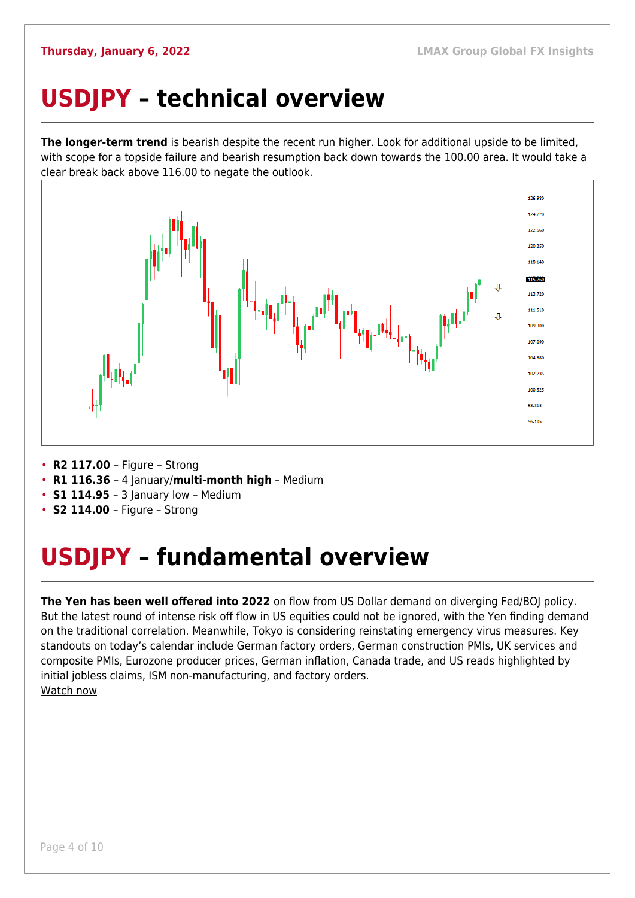# USDJPY – technical overview

**The longer-term trend** is bearish despite the recent run higher. Look for additional upside to be limited, with scope for a topside failure and bearish resumption back down towards the 100.00 area. It would take a clear break back above 116.00 to negate the outlook.

- **R2 117.00** – Figure – Strong
- **R1 116.36** – 4 January/**multi-month high** – Medium
- **S1 114.95** – 3 January low – Medium
- **S2 114.00** – Figure – Strong

# USDJPY – fundamental overview

**The Yen has been well offered into 2022** on flow from US Dollar demand on diverging Fed/BOJ policy. But the latest round of intense risk off flow in US equities could not be ignored, with the Yen finding demand on the traditional correlation. Meanwhile, Tokyo is considering reinstating emergency virus measures. Key standouts on today's calendar include German factory orders, German construction PMIs, UK services and composite PMIs, Eurozone producer prices, German inflation, Canada trade, and US reads highlighted by initial jobless claims, ISM non-manufacturing, and factory orders.
Watch now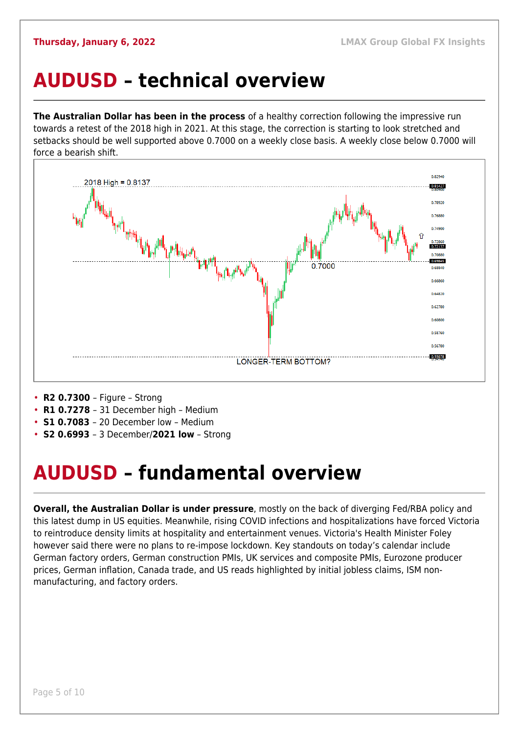# AUDUSD – technical overview

**The Australian Dollar has been in the process** of a healthy correction following the impressive run towards a retest of the 2018 high in 2021. At this stage, the correction is starting to look stretched and setbacks should be well supported above 0.7000 on a weekly close basis. A weekly close below 0.7000 will force a bearish shift.

- **R2 0.7300** – Figure – Strong
- **R1 0.7278** – 31 December high – Medium
- **S1 0.7083** – 20 December low – Medium
- **S2 0.6993** – 3 December/**2021 low** – Strong

# AUDUSD – fundamental overview

**Overall, the Australian Dollar is under pressure**, mostly on the back of diverging Fed/RBA policy and this latest dump in US equities. Meanwhile, rising COVID infections and hospitalizations have forced Victoria to reintroduce density limits at hospitality and entertainment venues. Victoria's Health Minister Foley however said there were no plans to re-impose lockdown. Key standouts on today's calendar include German factory orders, German construction PMIs, UK services and composite PMIs, Eurozone producer prices, German inflation, Canada trade, and US reads highlighted by initial jobless claims, ISM non-manufacturing, and factory orders.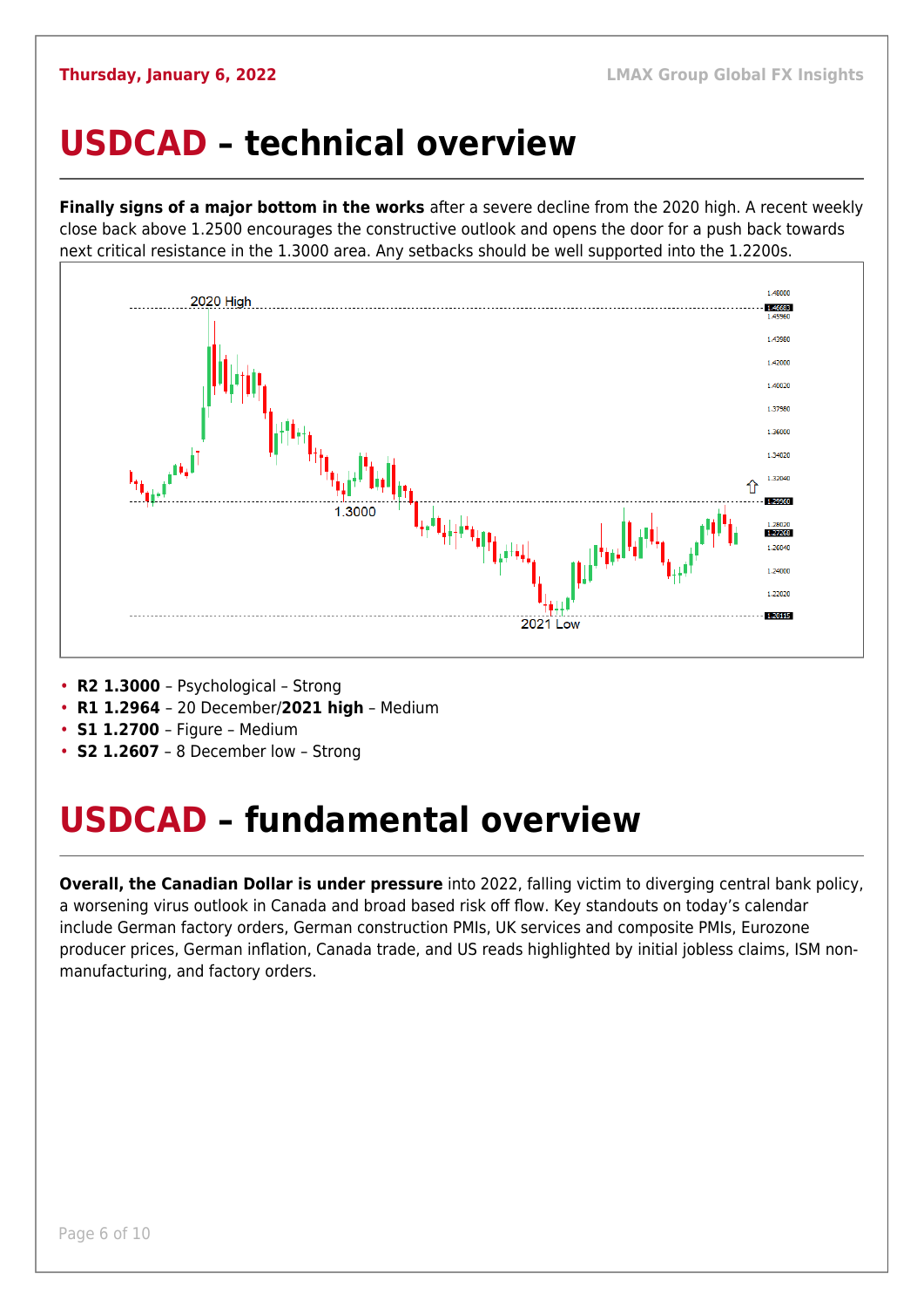# USDCAD – technical overview

**Finally signs of a major bottom in the works** after a severe decline from the 2020 high. A recent weekly close back above 1.2500 encourages the constructive outlook and opens the door for a push back towards next critical resistance in the 1.3000 area. Any setbacks should be well supported into the 1.2200s.

- **R2 1.3000** – Psychological – Strong
- **R1 1.2964** – 20 December/**2021 high** – Medium
- **S1 1.2700** – Figure – Medium
- **S2 1.2607** – 8 December low – Strong

# USDCAD – fundamental overview

**Overall, the Canadian Dollar is under pressure** into 2022, falling victim to diverging central bank policy, a worsening virus outlook in Canada and broad based risk off flow. Key standouts on today's calendar include German factory orders, German construction PMIs, UK services and composite PMIs, Eurozone producer prices, German inflation, Canada trade, and US reads highlighted by initial jobless claims, ISM non-manufacturing, and factory orders.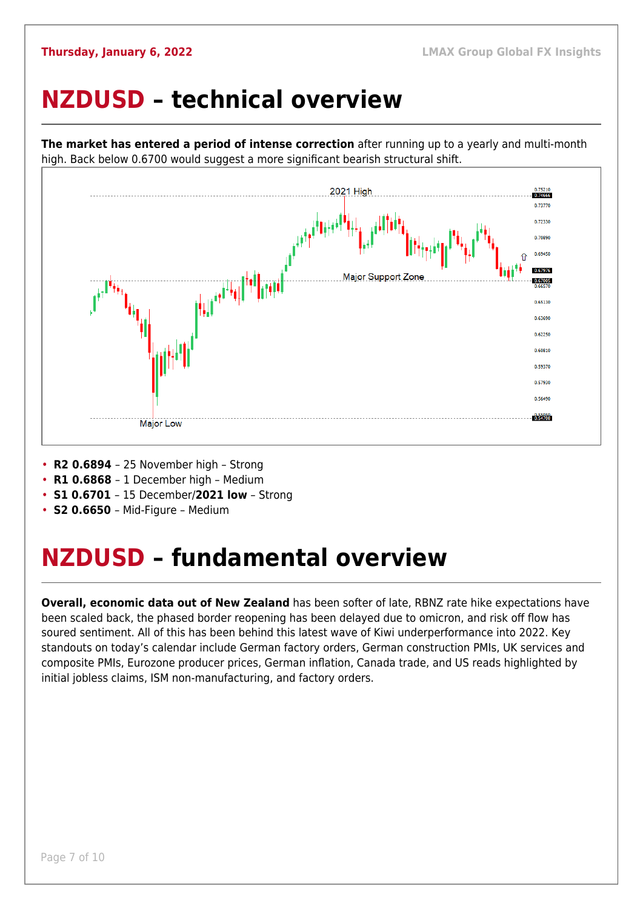# NZDUSD – technical overview

**The market has entered a period of intense correction** after running up to a yearly and multi-month high. Back below 0.6700 would suggest a more significant bearish structural shift.

- **R2 0.6894** – 25 November high – Strong
- **R1 0.6868** – 1 December high – Medium
- **S1 0.6701** – 15 December/**2021 low** – Strong
- **S2 0.6650** – Mid-Figure – Medium

# NZDUSD – fundamental overview

**Overall, economic data out of New Zealand** has been softer of late, RBNZ rate hike expectations have been scaled back, the phased border reopening has been delayed due to omicron, and risk off flow has soured sentiment. All of this has been behind this latest wave of Kiwi underperformance into 2022. Key standouts on today's calendar include German factory orders, German construction PMIs, UK services and composite PMIs, Eurozone producer prices, German inflation, Canada trade, and US reads highlighted by initial jobless claims, ISM non-manufacturing, and factory orders.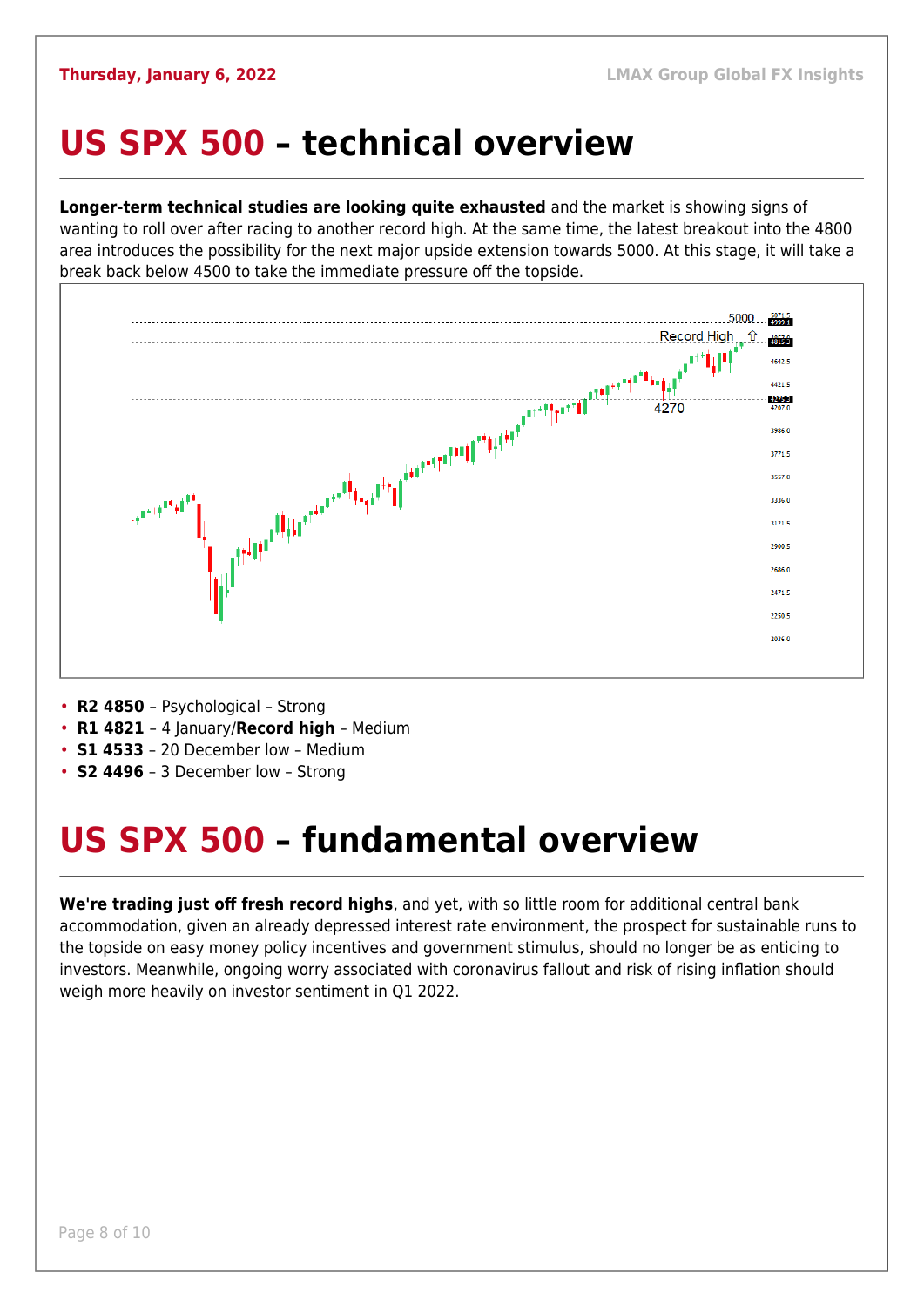# US SPX 500 – technical overview

**Longer-term technical studies are looking quite exhausted** and the market is showing signs of wanting to roll over after racing to another record high. At the same time, the latest breakout into the 4800 area introduces the possibility for the next major upside extension towards 5000. At this stage, it will take a break back below 4500 to take the immediate pressure off the topside.

- **R2 4850** – Psychological – Strong
- **R1 4821** – 4 January/**Record high** – Medium
- **S1 4533** – 20 December low – Medium
- **S2 4496** – 3 December low – Strong

# US SPX 500 – fundamental overview

**We're trading just off fresh record highs**, and yet, with so little room for additional central bank accommodation, given an already depressed interest rate environment, the prospect for sustainable runs to the topside on easy money policy incentives and government stimulus, should no longer be as enticing to investors. Meanwhile, ongoing worry associated with coronavirus fallout and risk of rising inflation should weigh more heavily on investor sentiment in Q1 2022.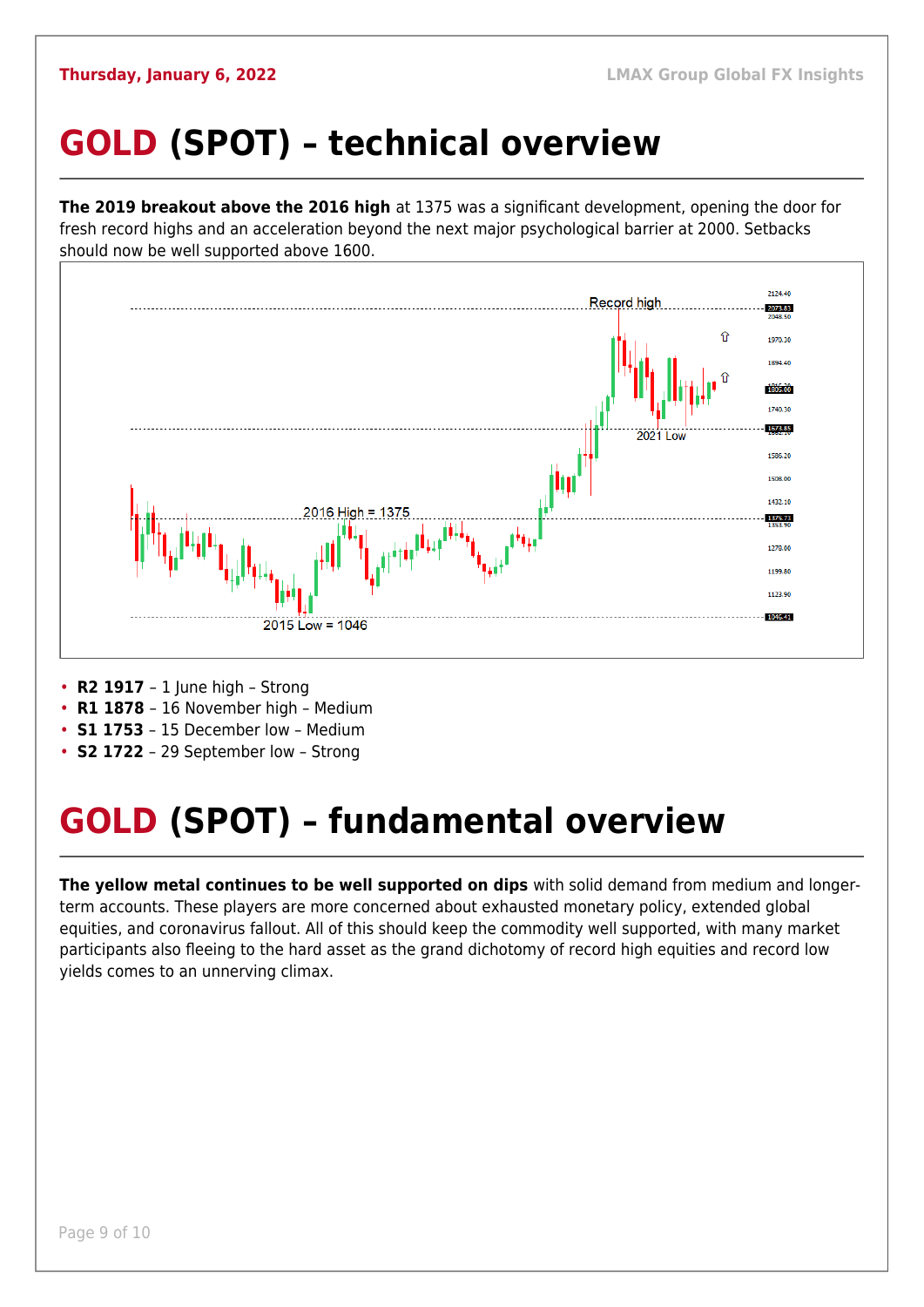# GOLD (SPOT) – technical overview

**The 2019 breakout above the 2016 high** at 1375 was a significant development, opening the door for fresh record highs and an acceleration beyond the next major psychological barrier at 2000. Setbacks should now be well supported above 1600.

- **R2 1917** – 1 June high – Strong
- **R1 1878** – 16 November high – Medium
- **S1 1753** – 15 December low – Medium
- **S2 1722** – 29 September low – Strong

# GOLD (SPOT) – fundamental overview

**The yellow metal continues to be well supported on dips** with solid demand from medium and longer-term accounts. These players are more concerned about exhausted monetary policy, extended global equities, and coronavirus fallout. All of this should keep the commodity well supported, with many market participants also fleeing to the hard asset as the grand dichotomy of record high equities and record low yields comes to an unnerving climax.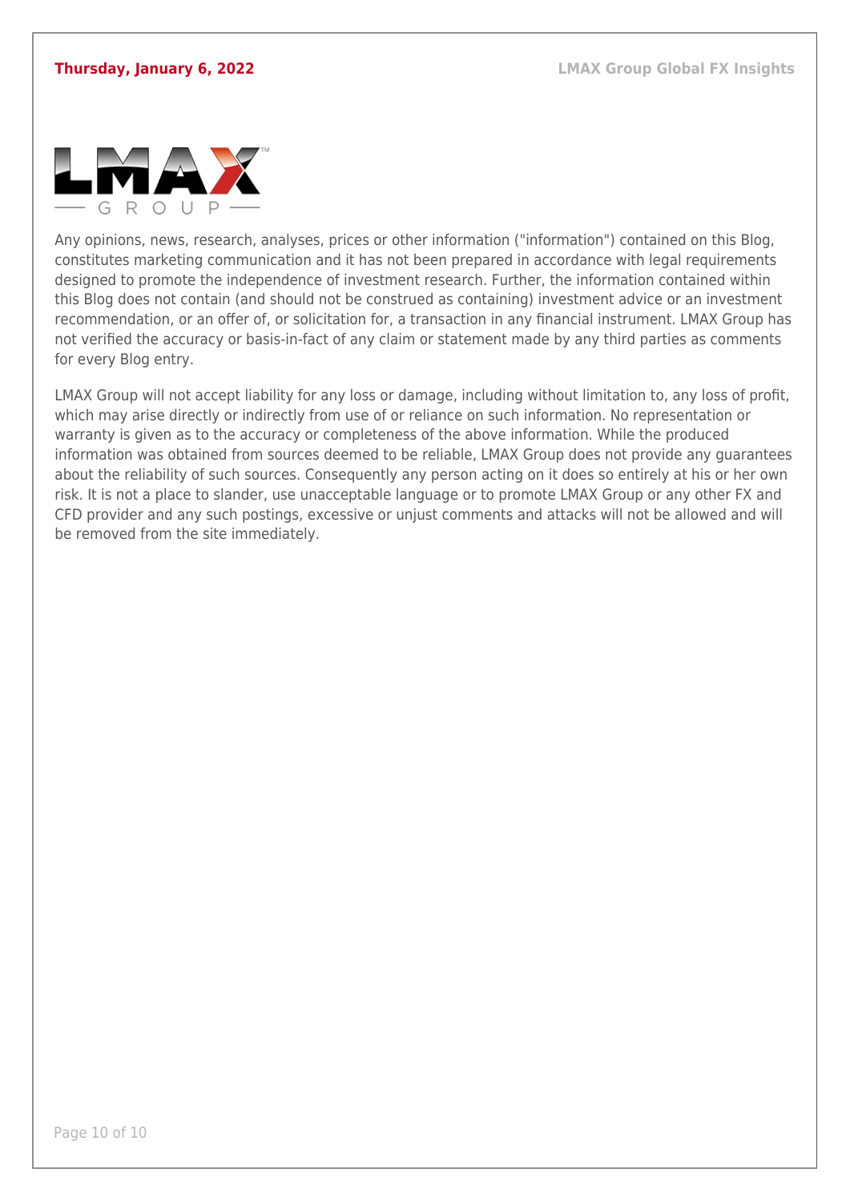Any opinions, news, research, analyses, prices or other information ("information") contained on this Blog, constitutes marketing communication and it has not been prepared in accordance with legal requirements designed to promote the independence of investment research. Further, the information contained within this Blog does not contain (and should not be construed as containing) investment advice or an investment recommendation, or an offer of, or solicitation for, a transaction in any financial instrument. LMAX Group has not verified the accuracy or basis-in-fact of any claim or statement made by any third parties as comments for every Blog entry.

LMAX Group will not accept liability for any loss or damage, including without limitation to, any loss of profit, which may arise directly or indirectly from use of or reliance on such information. No representation or warranty is given as to the accuracy or completeness of the above information. While the produced information was obtained from sources deemed to be reliable, LMAX Group does not provide any guarantees about the reliability of such sources. Consequently any person acting on it does so entirely at his or her own risk. It is not a place to slander, use unacceptable language or to promote LMAX Group or any other FX and CFD provider and any such postings, excessive or unjust comments and attacks will not be allowed and will be removed from the site immediately.